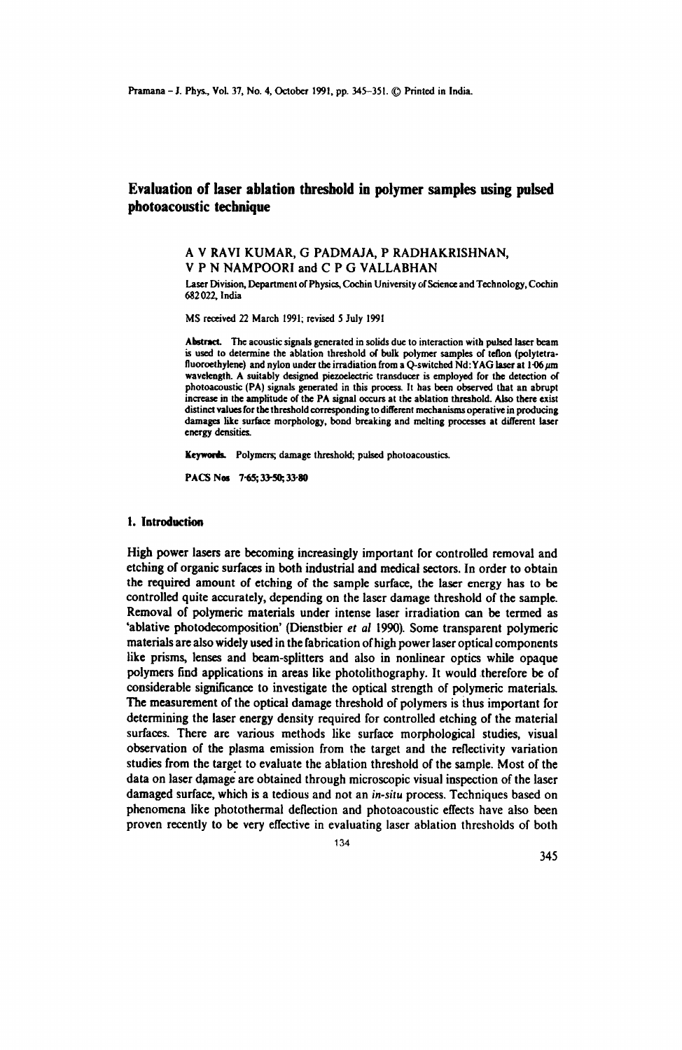# Evaluation of laser ablation threshold in polymer samples using pulsed photoacoustic technique

A V RAVI KUMAR, G PADMAJA, P RADHAKRISHNAN, V P N NAMPOORI and C P G VALLABHAN

Laser Division, Department of Physics, Cochin University of Science and Technology, Cochin 682 022, India

MS received 22 March 1991; revised 5 July 1991

**Abstract.** The acoustic signals generated in solids due to interaction with pulsed laser beam is used to determine the ablation threshold of bulk polymer samples of teflon (polytetrafluoroethylene) and nylon under the irradiation from a Q-switched Nd:YAG laser at 1·06 μm wavelength. A suitably designed piezoelectric transducer is employed for the detection of photoacoustic (PA) signals generated in this process. It has been observed that an abrupt increase in the amplitude of the PA signal occurs at the ablation threshold. Also there exist distinct values for the threshold corresponding to different mechanisms operative in producing damages like surface morphology, bond breaking and melting processes at different laser energy densities.

**Keywords.** Polymers; damage threshold; pulsed photoacoustics.

**PACS Nos** 7·65; 33·50; 33·80

## 1. Introduction

High power lasers are becoming increasingly important for controlled removal and etching of organic surfaces in both industrial and medical sectors. In order to obtain the required amount of etching of the sample surface, the laser energy has to be controlled quite accurately, depending on the laser damage threshold of the sample. Removal of polymeric materials under intense laser irradiation can be termed as 'ablative photodecomposition' (Dienstbier *et al* 1990). Some transparent polymeric materials are also widely used in the fabrication of high power laser optical components like prisms, lenses and beam-splitters and also in nonlinear optics while opaque polymers find applications in areas like photolithography. It would therefore be of considerable significance to investigate the optical strength of polymeric materials. The measurement of the optical damage threshold of polymers is thus important for determining the laser energy density required for controlled etching of the material surfaces. There are various methods like surface morphological studies, visual observation of the plasma emission from the target and the reflectivity variation studies from the target to evaluate the ablation threshold of the sample. Most of the data on laser damage are obtained through microscopic visual inspection of the laser damaged surface, which is a tedious and not an *in-situ* process. Techniques based on phenomena like photothermal deflection and photoacoustic effects have also been proven recently to be very effective in evaluating laser ablation thresholds of both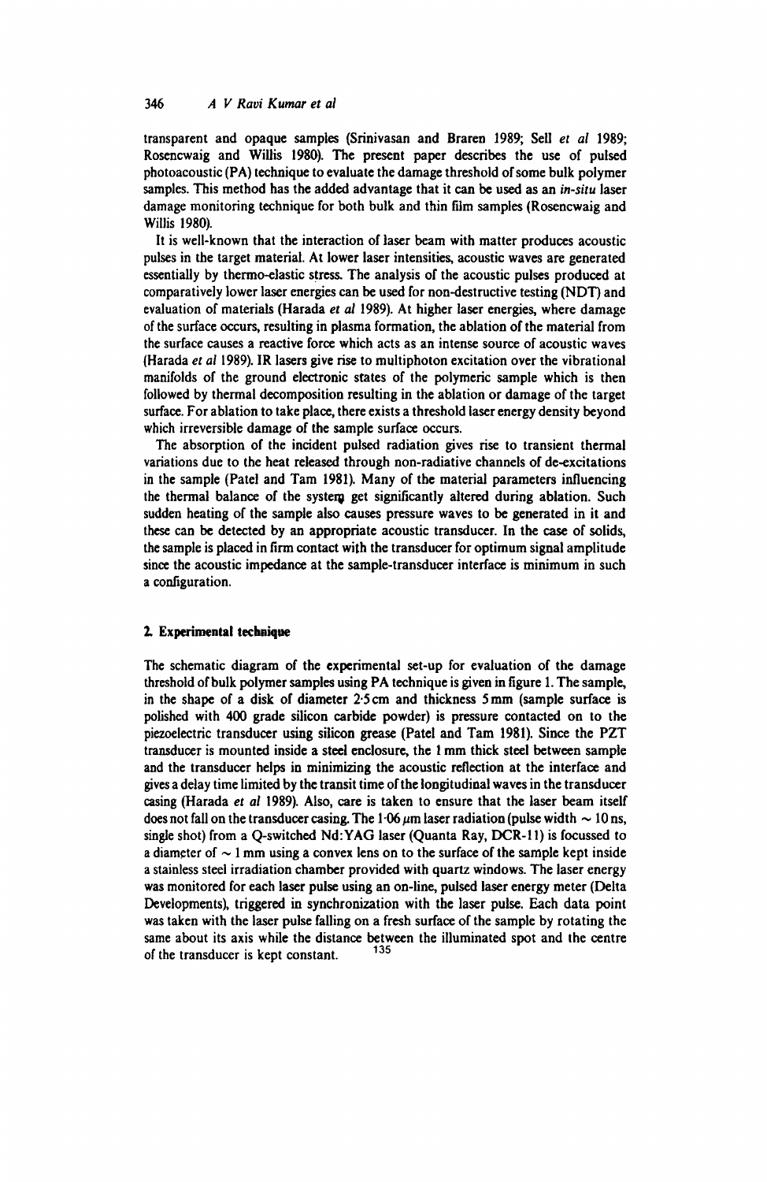transparent and opaque samples (Srinivasan and Braren 1989; Sell *et al* 1989; Rosencwaig and Willis 1980). The present paper describes the use of pulsed photoacoustic (PA) technique to evaluate the damage threshold of some bulk polymer samples. This method has the added advantage that it can be used as an *in-situ* laser damage monitoring technique for both bulk and thin film samples (Rosencwaig and Willis 1980).

It is well-known that the interaction of laser beam with matter produces acoustic pulses in the target material. At lower laser intensities, acoustic waves are generated essentially by thermo-elastic stress. The analysis of the acoustic pulses produced at comparatively lower laser energies can be used for non-destructive testing (NDT) and evaluation of materials (Harada *et al* 1989). At higher laser energies, where damage of the surface occurs, resulting in plasma formation, the ablation of the material from the surface causes a reactive force which acts as an intense source of acoustic waves (Harada *et al* 1989). IR lasers give rise to multiphoton excitation over the vibrational manifolds of the ground electronic states of the polymeric sample which is then followed by thermal decomposition resulting in the ablation or damage of the target surface. For ablation to take place, there exists a threshold laser energy density beyond which irreversible damage of the sample surface occurs.

The absorption of the incident pulsed radiation gives rise to transient thermal variations due to the heat released through non-radiative channels of de-excitations in the sample (Patel and Tam 1981). Many of the material parameters influencing the thermal balance of the system get significantly altered during ablation. Such sudden heating of the sample also causes pressure waves to be generated in it and these can be detected by an appropriate acoustic transducer. In the case of solids, the sample is placed in firm contact with the transducer for optimum signal amplitude since the acoustic impedance at the sample-transducer interface is minimum in such a configuration.

## 2. Experimental technique

The schematic diagram of the experimental set-up for evaluation of the damage threshold of bulk polymer samples using PA technique is given in figure 1. The sample, in the shape of a disk of diameter 2·5 cm and thickness 5 mm (sample surface is polished with 400 grade silicon carbide powder) is pressure contacted on to the piezoelectric transducer using silicon grease (Patel and Tam 1981). Since the PZT transducer is mounted inside a steel enclosure, the 1 mm thick steel between sample and the transducer helps in minimizing the acoustic reflection at the interface and gives a delay time limited by the transit time of the longitudinal waves in the transducer casing (Harada *et al* 1989). Also, care is taken to ensure that the laser beam itself does not fall on the transducer casing. The 1·06 $\mu$m laser radiation (pulse width $\sim$ 10 ns, single shot) from a Q-switched Nd:YAG laser (Quanta Ray, DCR-11) is focussed to a diameter of $\sim$ 1 mm using a convex lens on to the surface of the sample kept inside a stainless steel irradiation chamber provided with quartz windows. The laser energy was monitored for each laser pulse using an on-line, pulsed laser energy meter (Delta Developments), triggered in synchronization with the laser pulse. Each data point was taken with the laser pulse falling on a fresh surface of the sample by rotating the same about its axis while the distance between the illuminated spot and the centre of the transducer is kept constant.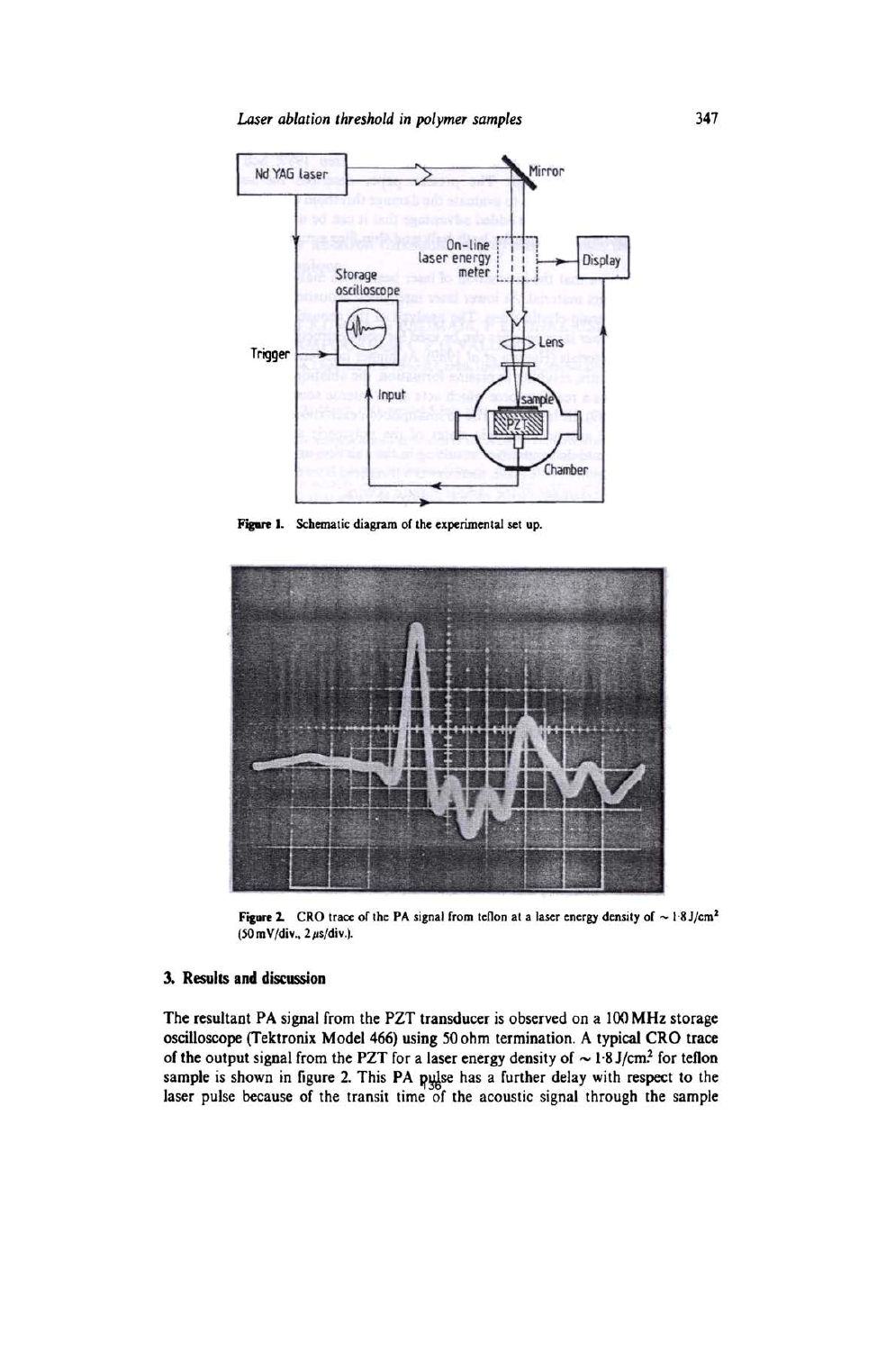Figure 1. Schematic diagram of the experimental set up.

Figure 2. CRO trace of the PA signal from teflon at a laser energy density of ~ 1·8 J/cm² (50 mV/div., 2 μs/div.).

## 3. Results and discussion

The resultant PA signal from the PZT transducer is observed on a 100 MHz storage oscilloscope (Tektronix Model 466) using 50 ohm termination. A typical CRO trace of the output signal from the PZT for a laser energy density of ~ 1·8 J/cm² for teflon sample is shown in figure 2. This PA pulse has a further delay with respect to the laser pulse because of the transit time of the acoustic signal through the sample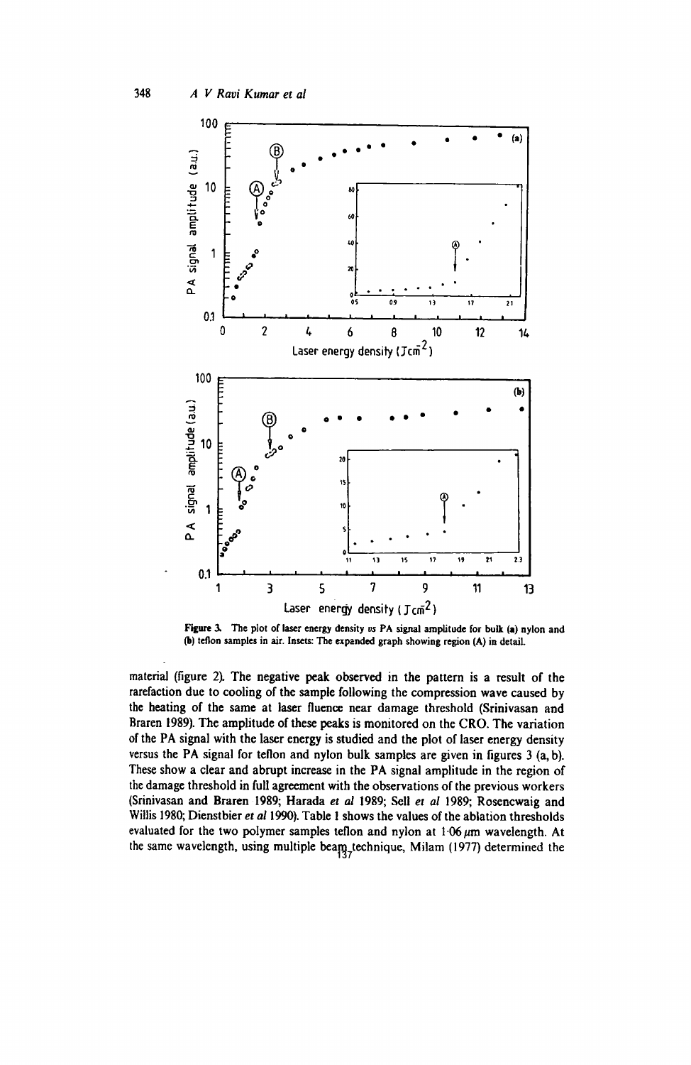**Figure 3.** The plot of laser energy density *vs* PA signal amplitude for bulk (a) nylon and (b) teflon samples in air. Insets: The expanded graph showing region (A) in detail.

material (figure 2). The negative peak observed in the pattern is a result of the rarefaction due to cooling of the sample following the compression wave caused by the heating of the same at laser fluence near damage threshold (Srinivasan and Braren 1989). The amplitude of these peaks is monitored on the CRO. The variation of the PA signal with the laser energy is studied and the plot of laser energy density versus the PA signal for teflon and nylon bulk samples are given in figures 3 (a, b). These show a clear and abrupt increase in the PA signal amplitude in the region of the damage threshold in full agreement with the observations of the previous workers (Srinivasan and Braren 1989; Harada *et al* 1989; Sell *et al* 1989; Rosencwaig and Willis 1980; Dienstbier *et al* 1990). Table 1 shows the values of the ablation thresholds evaluated for the two polymer samples teflon and nylon at $1{\cdot}06\,\mu m$ wavelength. At the same wavelength, using multiple beam technique, Milam (1977) determined the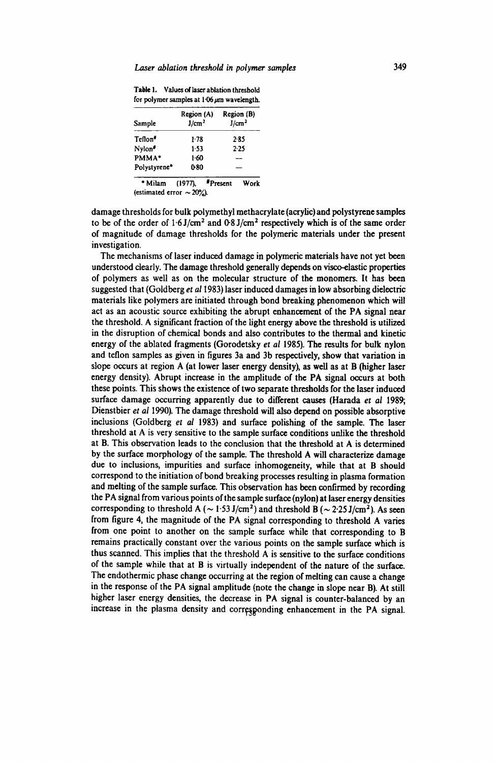**Table 1.** Values of laser ablation threshold for polymer samples at 1·06 μm wavelength.

| Sample | Region (A) J/cm² | Region (B) J/cm² |
|---|---|---|
| Teflon# | 1·78 | 2·85 |
| Nylon# | 1·53 | 2·25 |
| PMMA* | 1·60 | — |
| Polystyrene* | 0·80 | — |

\* Milam (1977), # Present Work (estimated error ~ 20%).

damage thresholds for bulk polymethyl methacrylate (acrylic) and polystyrene samples to be of the order of 1·6 J/cm² and 0·8 J/cm² respectively which is of the same order of magnitude of damage thresholds for the polymeric materials under the present investigation.

The mechanisms of laser induced damage in polymeric materials have not yet been understood clearly. The damage threshold generally depends on visco-elastic properties of polymers as well as on the molecular structure of the monomers. It has been suggested that (Goldberg *et al* 1983) laser induced damages in low absorbing dielectric materials like polymers are initiated through bond breaking phenomenon which will act as an acoustic source exhibiting the abrupt enhancement of the PA signal near the threshold. A significant fraction of the light energy above the threshold is utilized in the disruption of chemical bonds and also contributes to the thermal and kinetic energy of the ablated fragments (Gorodetsky *et al* 1985). The results for bulk nylon and teflon samples as given in figures 3a and 3b respectively, show that variation in slope occurs at region A (at lower laser energy density), as well as at B (higher laser energy density). Abrupt increase in the amplitude of the PA signal occurs at both these points. This shows the existence of two separate thresholds for the laser induced surface damage occurring apparently due to different causes (Harada *et al* 1989; Dienstbier *et al* 1990). The damage threshold will also depend on possible absorptive inclusions (Goldberg *et al* 1983) and surface polishing of the sample. The laser threshold at A is very sensitive to the sample surface conditions unlike the threshold at B. This observation leads to the conclusion that the threshold at A is determined by the surface morphology of the sample. The threshold A will characterize damage due to inclusions, impurities and surface inhomogeneity, while that at B should correspond to the initiation of bond breaking processes resulting in plasma formation and melting of the sample surface. This observation has been confirmed by recording the PA signal from various points of the sample surface (nylon) at laser energy densities corresponding to threshold A (~ 1·53 J/cm²) and threshold B (~ 2·25 J/cm²). As seen from figure 4, the magnitude of the PA signal corresponding to threshold A varies from one point to another on the sample surface while that corresponding to B remains practically constant over the various points on the sample surface which is thus scanned. This implies that the threshold A is sensitive to the surface conditions of the sample while that at B is virtually independent of the nature of the surface. The endothermic phase change occurring at the region of melting can cause a change in the response of the PA signal amplitude (note the change in slope near B). At still higher laser energy densities, the decrease in PA signal is counter-balanced by an increase in the plasma density and corresponding enhancement in the PA signal.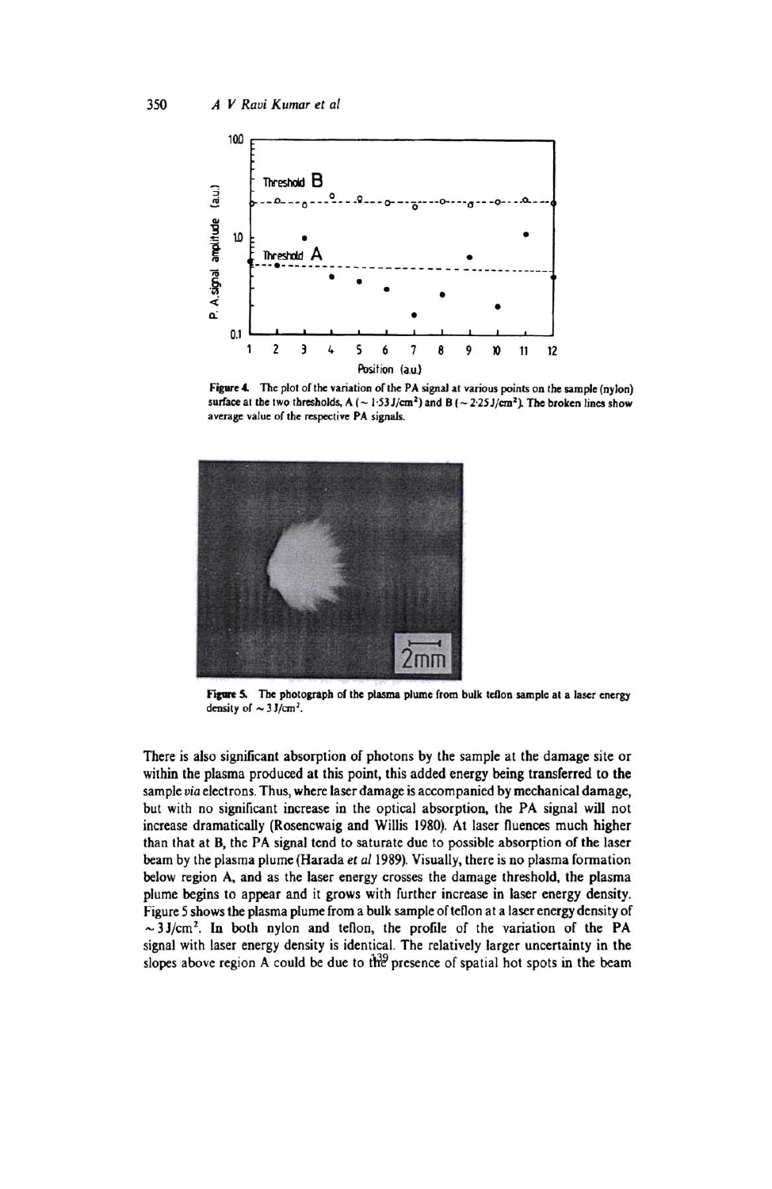**Figure 4.** The plot of the variation of the PA signal at various points on the sample (nylon) surface at the two thresholds, A ($\sim 1{\cdot}53\,J/cm^2$) and B ($\sim 2{\cdot}25\,J/cm^2$). The broken lines show average value of the respective PA signals.

**Figure 5.** The photograph of the plasma plume from bulk teflon sample at a laser energy density of $\sim 3\,J/cm^2$.

There is also significant absorption of photons by the sample at the damage site or within the plasma produced at this point, this added energy being transferred to the sample *via* electrons. Thus, where laser damage is accompanied by mechanical damage, but with no significant increase in the optical absorption, the PA signal will not increase dramatically (Rosencwaig and Willis 1980). At laser fluences much higher than that at B, the PA signal tend to saturate due to possible absorption of the laser beam by the plasma plume (Harada *et al* 1989). Visually, there is no plasma formation below region A, and as the laser energy crosses the damage threshold, the plasma plume begins to appear and it grows with further increase in laser energy density. Figure 5 shows the plasma plume from a bulk sample of teflon at a laser energy density of $\sim 3\,J/cm^2$. In both nylon and teflon, the profile of the variation of the PA signal with laser energy density is identical. The relatively larger uncertainty in the slopes above region A could be due to the presence of spatial hot spots in the beam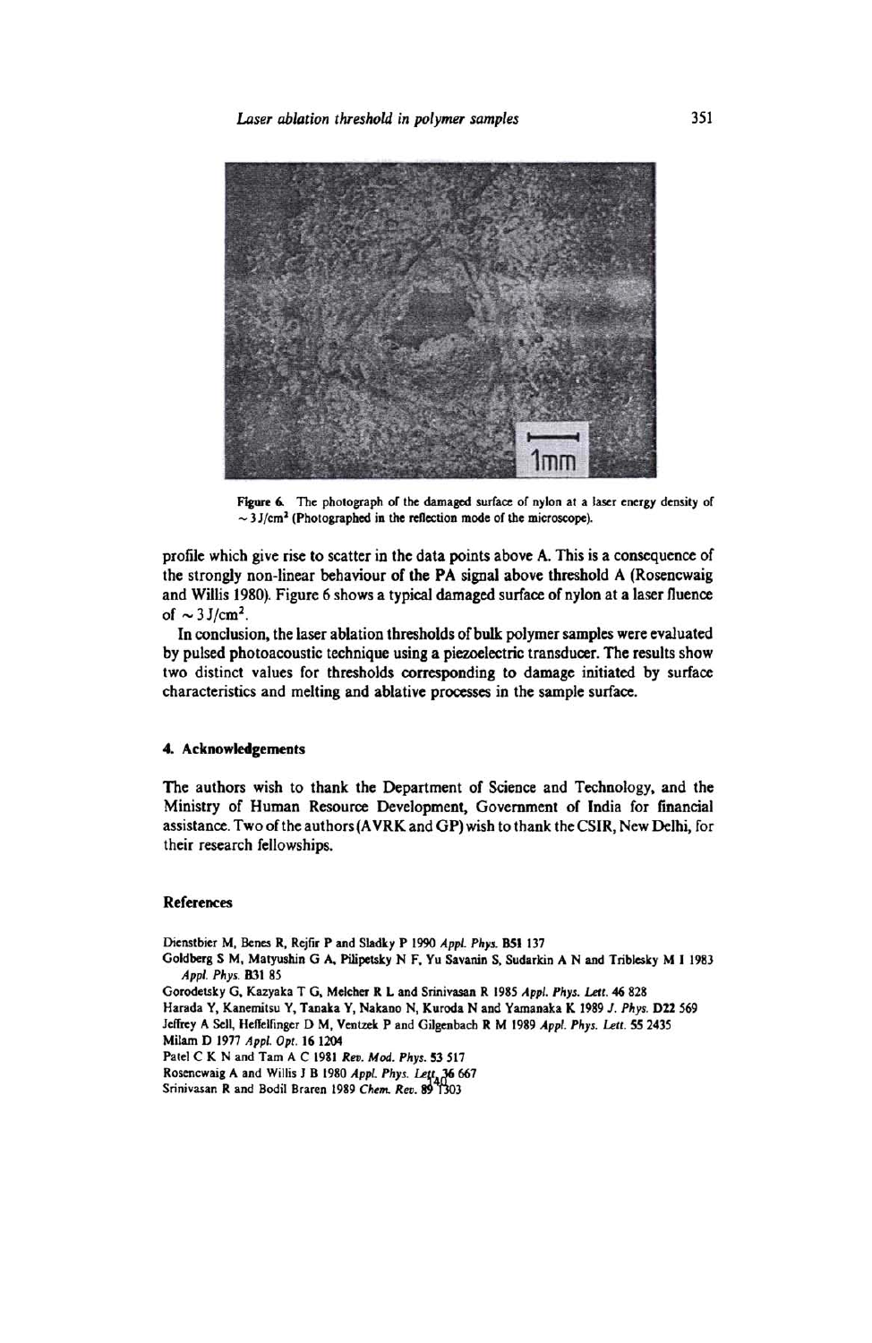1mm

Figure 6. The photograph of the damaged surface of nylon at a laser energy density of $\sim 3\ \mathrm{J/cm^2}$ (Photographed in the reflection mode of the microscope).

profile which give rise to scatter in the data points above A. This is a consequence of the strongly non-linear behaviour of the PA signal above threshold A (Rosencwaig and Willis 1980). Figure 6 shows a typical damaged surface of nylon at a laser fluence of $\sim 3\ \mathrm{J/cm^2}$.

In conclusion, the laser ablation thresholds of bulk polymer samples were evaluated by pulsed photoacoustic technique using a piezoelectric transducer. The results show two distinct values for thresholds corresponding to damage initiated by surface characteristics and melting and ablative processes in the sample surface.

## 4. Acknowledgements

The authors wish to thank the Department of Science and Technology, and the Ministry of Human Resource Development, Government of India for financial assistance. Two of the authors (AVRK and GP) wish to thank the CSIR, New Delhi, for their research fellowships.

## References

Dienstbier M, Benes R, Rejfir P and Sladky P 1990 *Appl. Phys.* **B51** 137

Goldberg S M, Matyushin G A, Pilipetsky N F, Yu Savanin S, Sudarkin A N and Triblesky M I 1983 *Appl. Phys.* **B31** 85

Gorodetsky G, Kazyaka T G, Melcher R L and Srinivasan R 1985 *Appl. Phys. Lett.* **46** 828

Harada Y, Kanemitsu Y, Tanaka Y, Nakano N, Kuroda N and Yamanaka K 1989 *J. Phys.* **D22** 569

Jeffrey A Sell, Heffelfinger D M, Ventzek P and Gilgenbach R M 1989 *Appl. Phys. Lett.* **55** 2435

Milam D 1977 *Appl. Opt.* **16** 1204

Patel C K N and Tam A C 1981 *Rev. Mod. Phys.* **53** 517

Rosencwaig A and Willis J B 1980 *Appl. Phys. Lett.* **36** 667

Srinivasan R and Bodil Braren 1989 *Chem. Rev.* **89** 1303